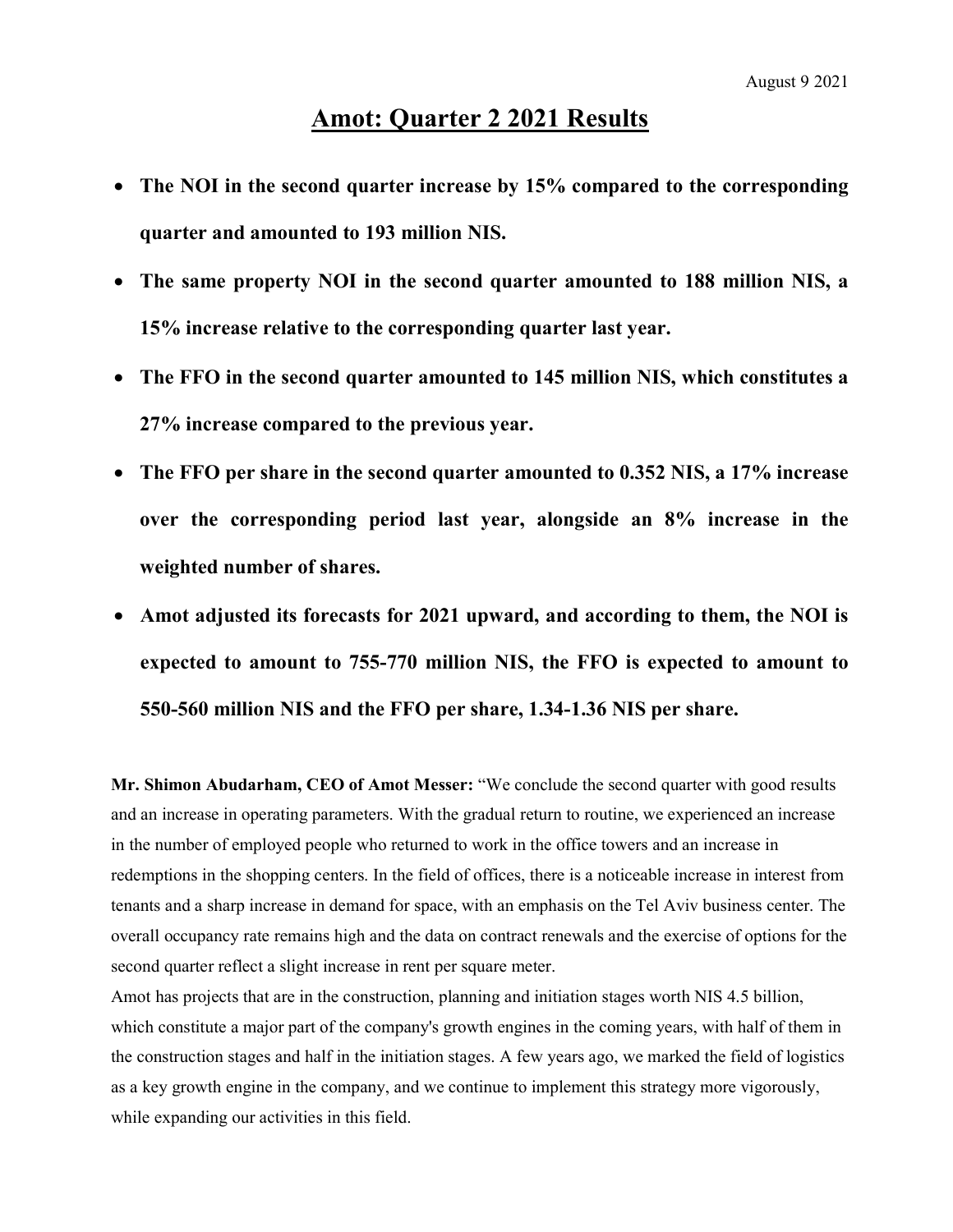August 9 2021

# Amot: Quarter 2 2021 Results

- **The NOI in the second quarter increase by 15% compared to the corresponding quarter and amounted to 193 million NIS.**
- **The same property NOI in the second quarter amounted to 188 million NIS, a 15% increase relative to the corresponding quarter last year.**
- **The FFO in the second quarter amounted to 145 million NIS, which constitutes a 27% increase compared to the previous year.**
- **The FFO per share in the second quarter amounted to 0.352 NIS, a 17% increase over the corresponding period last year, alongside an 8% increase in the weighted number of shares.**
- **Amot adjusted its forecasts for 2021 upward, and according to them, the NOI is expected to amount to 755-770 million NIS, the FFO is expected to amount to 550-560 million NIS and the FFO per share, 1.34-1.36 NIS per share.**

**Mr. Shimon Abudarham, CEO of Amot Messer:** "We conclude the second quarter with good results and an increase in operating parameters. With the gradual return to routine, we experienced an increase in the number of employed people who returned to work in the office towers and an increase in redemptions in the shopping centers. In the field of offices, there is a noticeable increase in interest from tenants and a sharp increase in demand for space, with an emphasis on the Tel Aviv business center. The overall occupancy rate remains high and the data on contract renewals and the exercise of options for the second quarter reflect a slight increase in rent per square meter.

Amot has projects that are in the construction, planning and initiation stages worth NIS 4.5 billion, which constitute a major part of the company's growth engines in the coming years, with half of them in the construction stages and half in the initiation stages. A few years ago, we marked the field of logistics as a key growth engine in the company, and we continue to implement this strategy more vigorously, while expanding our activities in this field.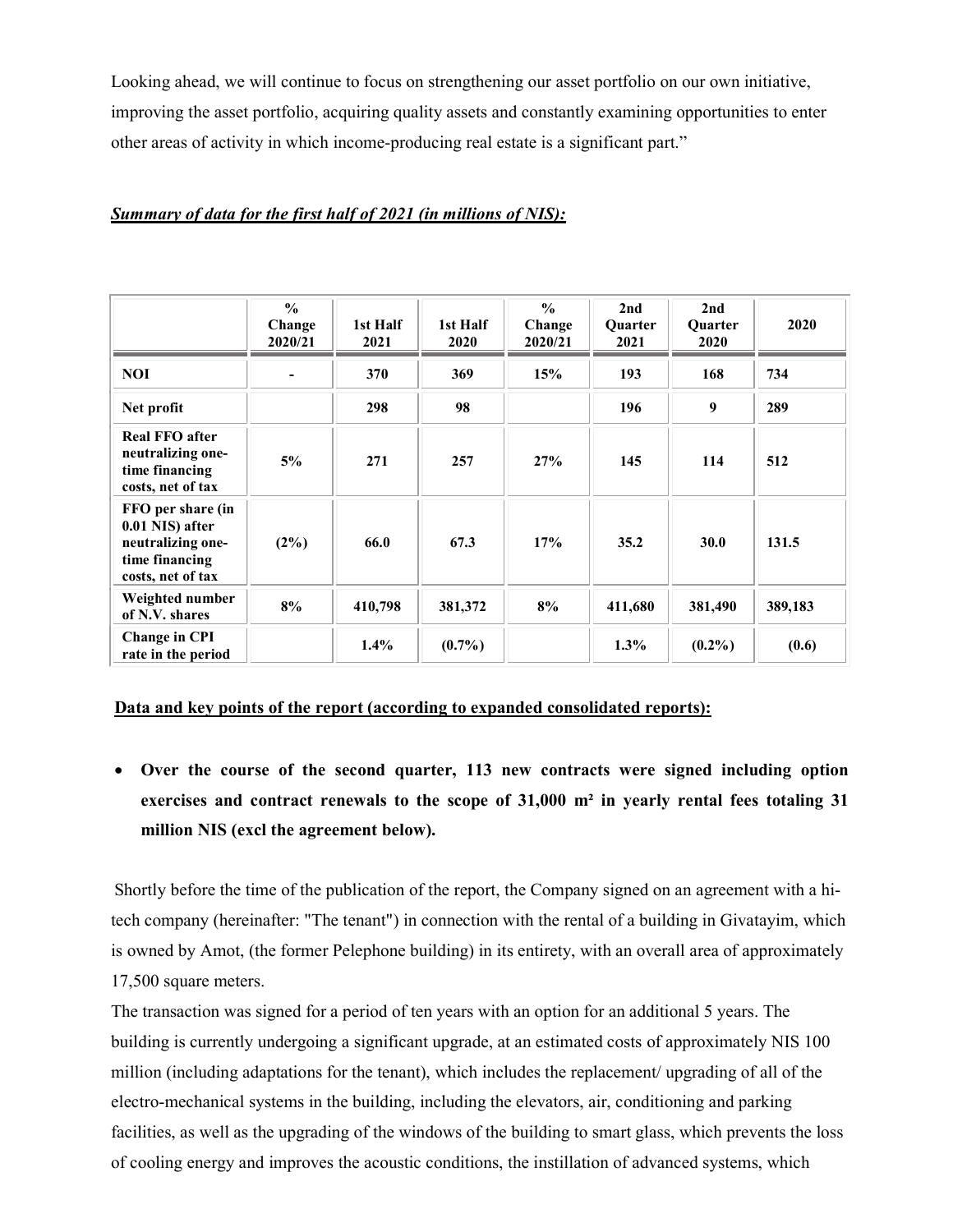Looking ahead, we will continue to focus on strengthening our asset portfolio on our own initiative, improving the asset portfolio, acquiring quality assets and constantly examining opportunities to enter other areas of activity in which income-producing real estate is a significant part."

***Summary of data for the first half of 2021 (in millions of NIS):***

| | % Change 2020/21 | 1st Half 2021 | 1st Half 2020 | % Change 2020/21 | 2nd Quarter 2021 | 2nd Quarter 2020 | 2020 |
|---|---|---|---|---|---|---|---|
| **NOI** | **-** | **370** | **369** | **15%** | **193** | **168** | **734** |
| **Net profit** | | **298** | **98** | | **196** | **9** | **289** |
| **Real FFO after neutralizing one-time financing costs, net of tax** | **5%** | **271** | **257** | **27%** | **145** | **114** | **512** |
| **FFO per share (in 0.01 NIS) after neutralizing one-time financing costs, net of tax** | **(2%)** | **66.0** | **67.3** | **17%** | **35.2** | **30.0** | **131.5** |
| **Weighted number of N.V. shares** | **8%** | **410,798** | **381,372** | **8%** | **411,680** | **381,490** | **389,183** |
| **Change in CPI rate in the period** | | **1.4%** | **(0.7%)** | | **1.3%** | **(0.2%)** | **(0.6)** |

**Data and key points of the report (according to expanded consolidated reports):**

- **Over the course of the second quarter, 113 new contracts were signed including option exercises and contract renewals to the scope of 31,000 m² in yearly rental fees totaling 31 million NIS (excl the agreement below).**

Shortly before the time of the publication of the report, the Company signed on an agreement with a hi-tech company (hereinafter: "The tenant") in connection with the rental of a building in Givatayim, which is owned by Amot, (the former Pelephone building) in its entirety, with an overall area of approximately 17,500 square meters.

The transaction was signed for a period of ten years with an option for an additional 5 years. The building is currently undergoing a significant upgrade, at an estimated costs of approximately NIS 100 million (including adaptations for the tenant), which includes the replacement/ upgrading of all of the electro-mechanical systems in the building, including the elevators, air, conditioning and parking facilities, as well as the upgrading of the windows of the building to smart glass, which prevents the loss of cooling energy and improves the acoustic conditions, the instillation of advanced systems, which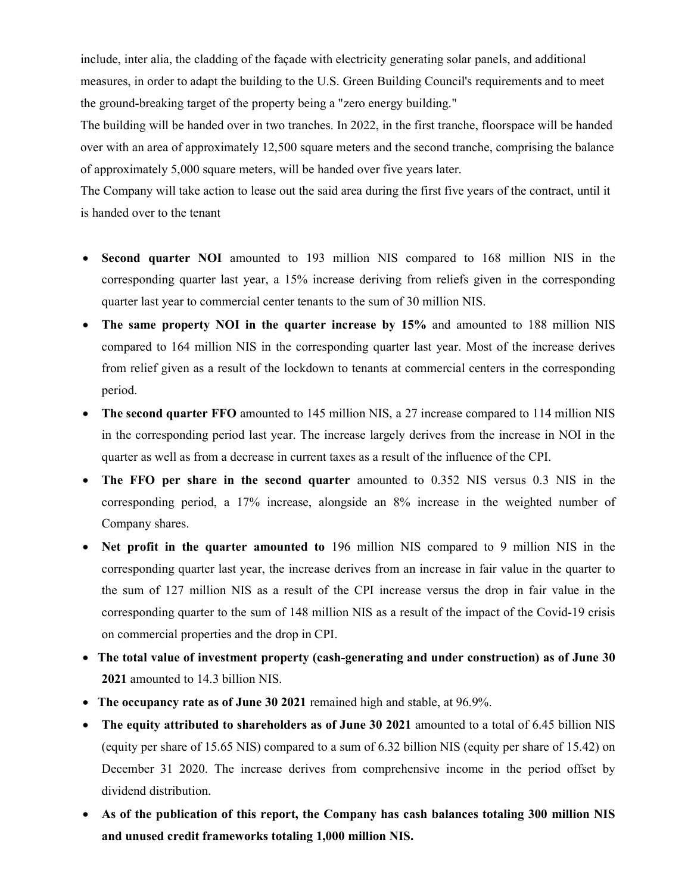include, inter alia, the cladding of the façade with electricity generating solar panels, and additional measures, in order to adapt the building to the U.S. Green Building Council's requirements and to meet the ground-breaking target of the property being a "zero energy building."

The building will be handed over in two tranches. In 2022, in the first tranche, floorspace will be handed over with an area of approximately 12,500 square meters and the second tranche, comprising the balance of approximately 5,000 square meters, will be handed over five years later.

The Company will take action to lease out the said area during the first five years of the contract, until it is handed over to the tenant

- **Second quarter NOI** amounted to 193 million NIS compared to 168 million NIS in the corresponding quarter last year, a 15% increase deriving from reliefs given in the corresponding quarter last year to commercial center tenants to the sum of 30 million NIS.
- **The same property NOI in the quarter increase by 15%** and amounted to 188 million NIS compared to 164 million NIS in the corresponding quarter last year. Most of the increase derives from relief given as a result of the lockdown to tenants at commercial centers in the corresponding period.
- **The second quarter FFO** amounted to 145 million NIS, a 27 increase compared to 114 million NIS in the corresponding period last year. The increase largely derives from the increase in NOI in the quarter as well as from a decrease in current taxes as a result of the influence of the CPI.
- **The FFO per share in the second quarter** amounted to 0.352 NIS versus 0.3 NIS in the corresponding period, a 17% increase, alongside an 8% increase in the weighted number of Company shares.
- **Net profit in the quarter amounted to** 196 million NIS compared to 9 million NIS in the corresponding quarter last year, the increase derives from an increase in fair value in the quarter to the sum of 127 million NIS as a result of the CPI increase versus the drop in fair value in the corresponding quarter to the sum of 148 million NIS as a result of the impact of the Covid-19 crisis on commercial properties and the drop in CPI.
- **The total value of investment property (cash-generating and under construction) as of June 30 2021** amounted to 14.3 billion NIS.
- **The occupancy rate as of June 30 2021** remained high and stable, at 96.9%.
- **The equity attributed to shareholders as of June 30 2021** amounted to a total of 6.45 billion NIS (equity per share of 15.65 NIS) compared to a sum of 6.32 billion NIS (equity per share of 15.42) on December 31 2020. The increase derives from comprehensive income in the period offset by dividend distribution.
- **As of the publication of this report, the Company has cash balances totaling 300 million NIS and unused credit frameworks totaling 1,000 million NIS.**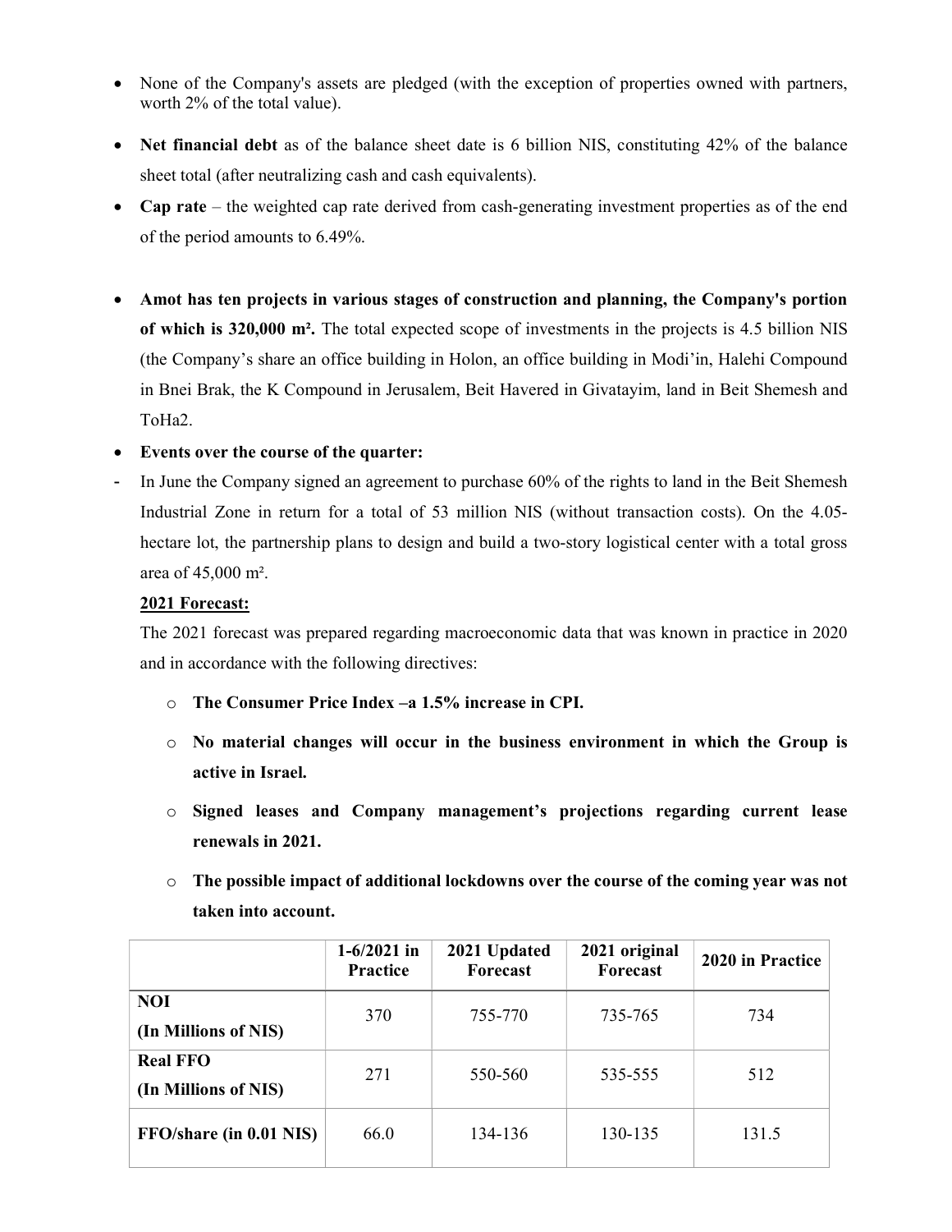- None of the Company's assets are pledged (with the exception of properties owned with partners, worth 2% of the total value).
- **Net financial debt** as of the balance sheet date is 6 billion NIS, constituting 42% of the balance sheet total (after neutralizing cash and cash equivalents).
- **Cap rate** – the weighted cap rate derived from cash-generating investment properties as of the end of the period amounts to 6.49%.
- **Amot has ten projects in various stages of construction and planning, the Company's portion of which is 320,000 m².** The total expected scope of investments in the projects is 4.5 billion NIS (the Company's share an office building in Holon, an office building in Modi'in, Halehi Compound in Bnei Brak, the K Compound in Jerusalem, Beit Havered in Givatayim, land in Beit Shemesh and ToHa2.
- **Events over the course of the quarter:**

- In June the Company signed an agreement to purchase 60% of the rights to land in the Beit Shemesh Industrial Zone in return for a total of 53 million NIS (without transaction costs). On the 4.05-hectare lot, the partnership plans to design and build a two-story logistical center with a total gross area of 45,000 m².

**2021 Forecast:**

The 2021 forecast was prepared regarding macroeconomic data that was known in practice in 2020 and in accordance with the following directives:

- **The Consumer Price Index –a 1.5% increase in CPI.**
- **No material changes will occur in the business environment in which the Group is active in Israel.**
- **Signed leases and Company management's projections regarding current lease renewals in 2021.**
- **The possible impact of additional lockdowns over the course of the coming year was not taken into account.**

| | 1-6/2021 in Practice | 2021 Updated Forecast | 2021 original Forecast | 2020 in Practice |
|---|---|---|---|---|
| **NOI (In Millions of NIS)** | 370 | 755-770 | 735-765 | 734 |
| **Real FFO (In Millions of NIS)** | 271 | 550-560 | 535-555 | 512 |
| **FFO/share (in 0.01 NIS)** | 66.0 | 134-136 | 130-135 | 131.5 |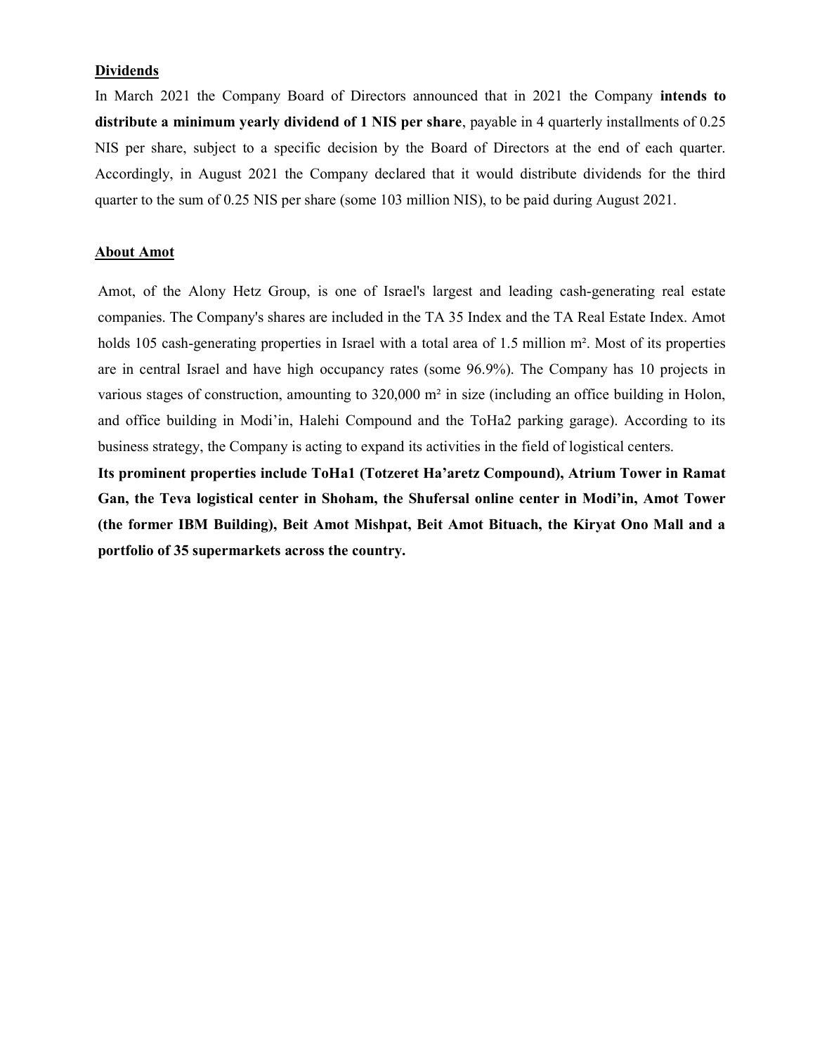## Dividends

In March 2021 the Company Board of Directors announced that in 2021 the Company **intends to distribute a minimum yearly dividend of 1 NIS per share**, payable in 4 quarterly installments of 0.25 NIS per share, subject to a specific decision by the Board of Directors at the end of each quarter. Accordingly, in August 2021 the Company declared that it would distribute dividends for the third quarter to the sum of 0.25 NIS per share (some 103 million NIS), to be paid during August 2021.

## About Amot

Amot, of the Alony Hetz Group, is one of Israel's largest and leading cash-generating real estate companies. The Company's shares are included in the TA 35 Index and the TA Real Estate Index. Amot holds 105 cash-generating properties in Israel with a total area of 1.5 million m². Most of its properties are in central Israel and have high occupancy rates (some 96.9%). The Company has 10 projects in various stages of construction, amounting to 320,000 m² in size (including an office building in Holon, and office building in Modi'in, Halehi Compound and the ToHa2 parking garage). According to its business strategy, the Company is acting to expand its activities in the field of logistical centers.

**Its prominent properties include ToHa1 (Totzeret Ha'aretz Compound), Atrium Tower in Ramat Gan, the Teva logistical center in Shoham, the Shufersal online center in Modi'in, Amot Tower (the former IBM Building), Beit Amot Mishpat, Beit Amot Bituach, the Kiryat Ono Mall and a portfolio of 35 supermarkets across the country.**